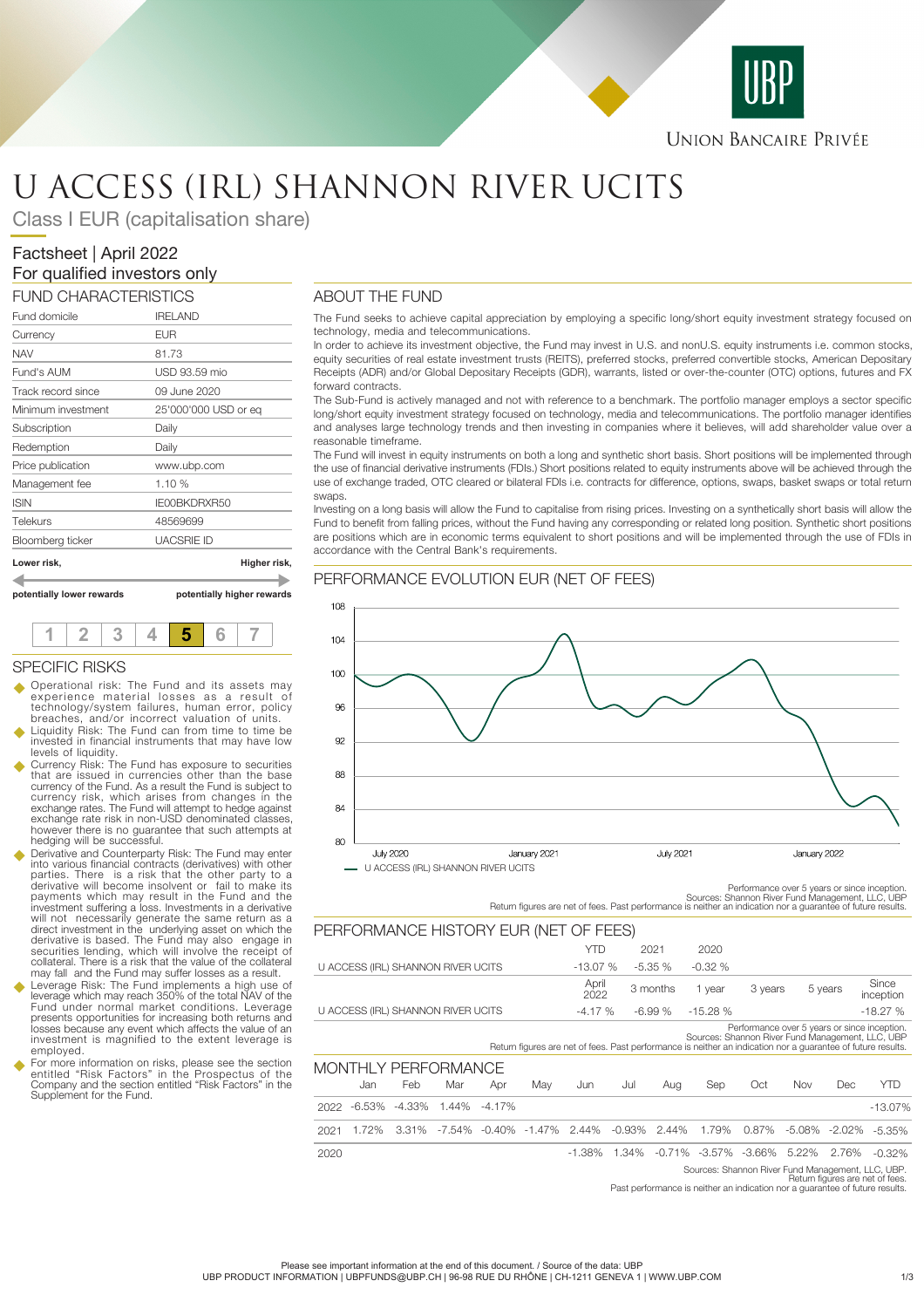# U ACCESS (IRL) SHANNON RIVER UCITS

Class I EUR (capitalisation share)

Factsheet | April 2022

For qualified investors only

## FUND CHARACTERISTICS

| | |
|---|---|
| Fund domicile | IRELAND |
| Currency | EUR |
| NAV | 81.73 |
| Fund's AUM | USD 93.59 mio |
| Track record since | 09 June 2020 |
| Minimum investment | 25'000'000 USD or eq |
| Subscription | Daily |
| Redemption | Daily |
| Price publication | www.ubp.com |
| Management fee | 1.10 % |
| ISIN | IE00BKDRXR50 |
| Telekurs | 48569699 |
| Bloomberg ticker | UACSRIE ID |

**Lower risk,** **Higher risk,**

**potentially lower rewards** **potentially higher rewards**

1 2 3 4 **5** 6 7

## SPECIFIC RISKS

- Operational risk: The Fund and its assets may experience material losses as a result of technology/system failures, human error, policy breaches, and/or incorrect valuation of units.
- Liquidity Risk: The Fund can from time to time be invested in financial instruments that may have low levels of liquidity.
- Currency Risk: The Fund has exposure to securities that are issued in currencies other than the base currency of the Fund. As a result the Fund is subject to currency risk, which arises from changes in the exchange rates. The Fund will attempt to hedge against exchange rate risk in non-USD denominated classes, however there is no guarantee that such attempts at hedging will be successful.
- Derivative and Counterparty Risk: The Fund may enter into various financial contracts (derivatives) with other parties. There is a risk that the other party to a derivative will become insolvent or fail to make its payments which may result in the Fund and the investment suffering a loss. Investments in a derivative will not necessarily generate the same return as a direct investment in the underlying asset on which the derivative is based. The Fund may also engage in securities lending, which will involve the receipt of collateral. There is a risk that the value of the collateral may fall and the Fund may suffer losses as a result.
- Leverage Risk: The Fund implements a high use of leverage which may reach 350% of the total NAV of the Fund under normal market conditions. Leverage presents opportunities for increasing both returns and losses because any event which affects the value of an investment is magnified to the extent leverage is employed.
- For more information on risks, please see the section entitled "Risk Factors" in the Prospectus of the Company and the section entitled "Risk Factors" in the Supplement for the Fund.

## ABOUT THE FUND

The Fund seeks to achieve capital appreciation by employing a specific long/short equity investment strategy focused on technology, media and telecommunications.

In order to achieve its investment objective, the Fund may invest in U.S. and nonU.S. equity instruments i.e. common stocks, equity securities of real estate investment trusts (REITS), preferred stocks, preferred convertible stocks, American Depositary Receipts (ADR) and/or Global Depositary Receipts (GDR), warrants, listed or over-the-counter (OTC) options, futures and FX forward contracts.

The Sub-Fund is actively managed and not with reference to a benchmark. The portfolio manager employs a sector specific long/short equity investment strategy focused on technology, media and telecommunications. The portfolio manager identifies and analyses large technology trends and then investing in companies where it believes, will add shareholder value over a reasonable timeframe.

The Fund will invest in equity instruments on both a long and synthetic short basis. Short positions will be implemented through the use of financial derivative instruments (FDIs.) Short positions related to equity instruments above will be achieved through the use of exchange traded, OTC cleared or bilateral FDIs i.e. contracts for difference, options, swaps, basket swaps or total return swaps.

Investing on a long basis will allow the Fund to capitalise from rising prices. Investing on a synthetically short basis will allow the Fund to benefit from falling prices, without the Fund having any corresponding or related long position. Synthetic short positions are positions which are in economic terms equivalent to short positions and will be implemented through the use of FDIs in accordance with the Central Bank's requirements.

## PERFORMANCE EVOLUTION EUR (NET OF FEES)

— U ACCESS (IRL) SHANNON RIVER UCITS

Performance over 5 years or since inception.
Sources: Shannon River Fund Management, LLC, UBP
Return figures are net of fees. Past performance is neither an indication nor a guarantee of future results.

## PERFORMANCE HISTORY EUR (NET OF FEES)

| | YTD | 2021 | 2020 |
|---|---|---|---|
| U ACCESS (IRL) SHANNON RIVER UCITS | -13.07 % | -5.35 % | -0.32 % |

| | April 2022 | 3 months | 1 year | 3 years | 5 years | Since inception |
|---|---|---|---|---|---|---|
| U ACCESS (IRL) SHANNON RIVER UCITS | -4.17 % | -6.99 % | -15.28 % | | | -18.27 % |

Performance over 5 years or since inception.
Sources: Shannon River Fund Management, LLC, UBP
Return figures are net of fees. Past performance is neither an indication nor a guarantee of future results.

## MONTHLY PERFORMANCE

| | Jan | Feb | Mar | Apr | May | Jun | Jul | Aug | Sep | Oct | Nov | Dec | YTD |
|---|---|---|---|---|---|---|---|---|---|---|---|---|---|
| 2022 | -6.53% | -4.33% | 1.44% | -4.17% | | | | | | | | | -13.07% |
| 2021 | 1.72% | 3.31% | -7.54% | -0.40% | -1.47% | 2.44% | -0.93% | 2.44% | 1.79% | 0.87% | -5.08% | -2.02% | -5.35% |
| 2020 | | | | | | -1.38% | 1.34% | -0.71% | -3.57% | -3.66% | 5.22% | 2.76% | -0.32% |

Sources: Shannon River Fund Management, LLC, UBP.
Return figures are net of fees.
Past performance is neither an indication nor a guarantee of future results.

Please see important information at the end of this document. / Source of the data: UBP
UBP PRODUCT INFORMATION | UBPFUNDS@UBP.CH | 96-98 RUE DU RHÔNE | CH-1211 GENEVA 1 | WWW.UBP.COM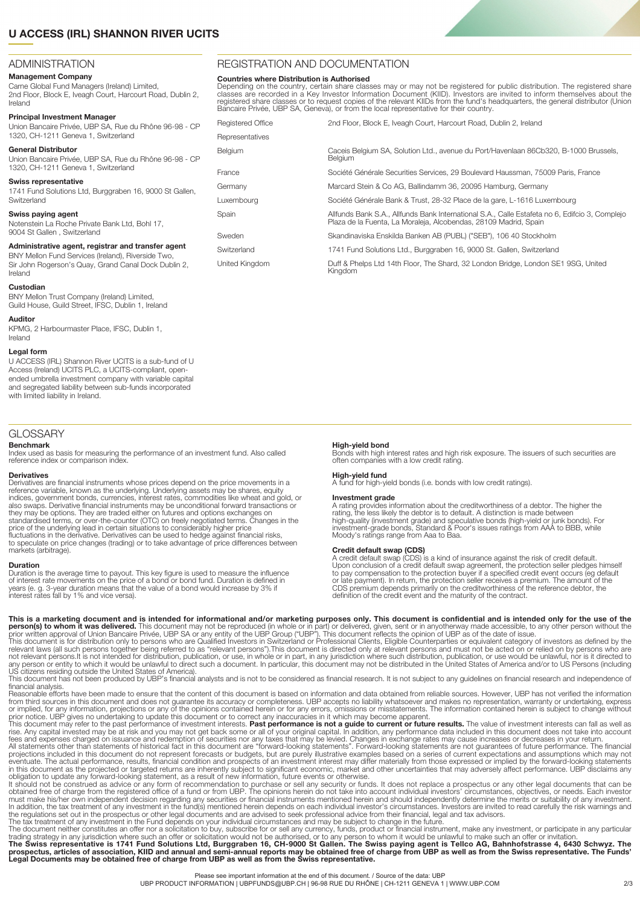# U ACCESS (IRL) SHANNON RIVER UCITS

## ADMINISTRATION

**Management Company**
Carne Global Fund Managers (Ireland) Limited,
2nd Floor, Block E, Iveagh Court, Harcourt Road, Dublin 2, Ireland

**Principal Investment Manager**
Union Bancaire Privée, UBP SA, Rue du Rhône 96-98 - CP 1320, CH-1211 Geneva 1, Switzerland

**General Distributor**
Union Bancaire Privée, UBP SA, Rue du Rhône 96-98 - CP 1320, CH-1211 Geneva 1, Switzerland

**Swiss representative**
1741 Fund Solutions Ltd, Burggraben 16, 9000 St Gallen, Switzerland

**Swiss paying agent**
Notenstein La Roche Private Bank Ltd, Bohl 17, 9004 St Gallen , Switzerland

**Administrative agent, registrar and transfer agent**
BNY Mellon Fund Services (Ireland), Riverside Two, Sir John Rogerson's Quay, Grand Canal Dock Dublin 2, Ireland

**Custodian**
BNY Mellon Trust Company (Ireland) Limited, Guild House, Guild Street, IFSC, Dublin 1, Ireland

**Auditor**
KPMG, 2 Harbourmaster Place, IFSC, Dublin 1, Ireland

**Legal form**
U ACCESS (IRL) Shannon River UCITS is a sub-fund of U Access (Ireland) UCITS PLC, a UCITS-compliant, open-ended umbrella investment company with variable capital and segregated liability between sub-funds incorporated with limited liability in Ireland.

## REGISTRATION AND DOCUMENTATION

**Countries where Distribution is Authorised**
Depending on the country, certain share classes may or may not be registered for public distribution. The registered share classes are recorded in a Key Investor Information Document (KIID). Investors are invited to inform themselves about the registered share classes or to request copies of the relevant KIIDs from the fund's headquarters, the general distributor (Union Bancaire Privée, UBP SA, Geneva), or from the local representative for their country.

| | |
|---|---|
| Registered Office | 2nd Floor, Block E, Iveagh Court, Harcourt Road, Dublin 2, Ireland |
| Representatives | |
| Belgium | Caceis Belgium SA, Solution Ltd., avenue du Port/Havenlaan 86Cb320, B-1000 Brussels, Belgium |
| France | Société Générale Securities Services, 29 Boulevard Haussman, 75009 Paris, France |
| Germany | Marcard Stein & Co AG, Ballindamm 36, 20095 Hamburg, Germany |
| Luxembourg | Société Générale Bank & Trust, 28-32 Place de la gare, L-1616 Luxembourg |
| Spain | Allfunds Bank S.A., Allfunds Bank International S.A., Calle Estafeta no 6, Edifcio 3, Complejo Plaza de la Fuenta, La Moraleja, Alcobendas, 28109 Madrid, Spain |
| Sweden | Skandinaviska Enskilda Banken AB (PUBL) ("SEB"), 106 40 Stockholm |
| Switzerland | 1741 Fund Solutions Ltd., Burggraben 16, 9000 St. Gallen, Switzerland |
| United Kingdom | Duff & Phelps Ltd 14th Floor, The Shard, 32 London Bridge, London SE1 9SG, United Kingdom |

## GLOSSARY

**Benchmark**
Index used as basis for measuring the performance of an investment fund. Also called reference index or comparison index.

**Derivatives**
Derivatives are financial instruments whose prices depend on the price movements in a reference variable, known as the underlying. Underlying assets may be shares, equity indices, government bonds, currencies, interest rates, commodities like wheat and gold, or also swaps. Derivative financial instruments may be unconditional forward transactions or they may be options. They are traded either on futures and options exchanges on standardised terms, or over-the-counter (OTC) on freely negotiated terms. Changes in the price of the underlying lead in certain situations to considerably higher price fluctuations in the derivative. Derivatives can be used to hedge against financial risks, to speculate on price changes (trading) or to take advantage of price differences between markets (arbitrage).

**Duration**
Duration is the average time to payout. This key figure is used to measure the influence of interest rate movements on the price of a bond or bond fund. Duration is defined in years (e. g. 3-year duration means that the value of a bond would increase by 3% if interest rates fall by 1% and vice versa).

**High-yield bond**
Bonds with high interest rates and high risk exposure. The issuers of such securities are often companies with a low credit rating.

**High-yield fund**
A fund for high-yield bonds (i.e. bonds with low credit ratings).

**Investment grade**
A rating provides information about the creditworthiness of a debtor. The higher the rating, the less likely the debtor is to default. A distinction is made between high-quality (investment grade) and speculative bonds (high-yield or junk bonds). For investment-grade bonds, Standard & Poor's issues ratings from AAA to BBB, while Moody's ratings range from Aaa to Baa.

**Credit default swap (CDS)**
A credit default swap (CDS) is a kind of insurance against the risk of credit default. Upon conclusion of a credit default swap agreement, the protection seller pledges himself to pay compensation to the protection buyer if a specified credit event occurs (eg default or late payment). In return, the protection seller receives a premium. The amount of the CDS premium depends primarily on the creditworthiness of the reference debtor, the definition of the credit event and the maturity of the contract.

**This is a marketing document and is intended for informational and/or marketing purposes only. This document is confidential and is intended only for the use of the person(s) to whom it was delivered.** This document may not be reproduced (in whole or in part) or delivered, given, sent or in anyotherway made accessible, to any other person without the prior written approval of Union Bancaire Privée, UBP SA or any entity of the UBP Group ("UBP"). This document reflects the opinion of UBP as of the date of issue.
This document is for distribution only to persons who are Qualified Investors in Switzerland or Professional Clients, Eligible Counterparties or equivalent category of investors as defined by the relevant laws (all such persons together being referred to as "relevant persons").This document is directed only at relevant persons and must not be acted on or relied on by persons who are not relevant persons.It is not intended for distribution, publication, or use, in whole or in part, in any jurisdiction where such distribution, publication, or use would be unlawful, nor is it directed to any person or entity to which it would be unlawful to direct such a document. In particular, this document may not be distributed in the United States of America and/or to US Persons (including US citizens residing outside the United States of America).
This document has not been produced by UBP's financial analysts and is not to be considered as financial research. It is not subject to any guidelines on financial research and independence of financial analysis.
Reasonable efforts have been made to ensure that the content of this document is based on information and data obtained from reliable sources. However, UBP has not verified the information from third sources in this document and does not guarantee its accuracy or completeness. UBP accepts no liability whatsoever and makes no representation, warranty or undertaking, express or implied, for any information, projections or any of the opinions contained herein or for any errors, omissions or misstatements. The information contained herein is subject to change without prior notice. UBP gives no undertaking to update this document or to correct any inaccuracies in it which may become apparent.
This document may refer to the past performance of investment interests. **Past performance is not a guide to current or future results.** The value of investment interests can fall as well as rise. Any capital invested may be at risk and you may not get back some or all of your original capital. In addition, any performance data included in this document does not take into account fees and expenses charged on issuance and redemption of securities nor any taxes that may be levied. Changes in exchange rates may cause increases or decreases in your return.
All statements other than statements of historical fact in this document are "forward-looking statements". Forward-looking statements are not guarantees of future performance. The financial projections included in this document do not represent forecasts or budgets, but are purely illustrative examples based on a series of current expectations and assumptions which may not eventuate. The actual performance, results, financial condition and prospects of an investment interest may differ materially from those expressed or implied by the forward-looking statements in this document as the projected or targeted returns are inherently subject to significant economic, market and other uncertainties that may adversely affect performance. UBP disclaims any obligation to update any forward-looking statement, as a result of new information, future events or otherwise.
It should not be construed as advice or any form of recommendation to purchase or sell any security or funds. It does not replace a prospectus or any other legal documents that can be obtained free of charge from the registered office of a fund or from UBP. The opinions herein do not take into account individual investors' circumstances, objectives, or needs. Each investor must make his/her own independent decision regarding any securities or financial instruments mentioned herein and should independently determine the merits or suitability of any investment. In addition, the tax treatment of any investment in the fund(s) mentioned herein depends on each individual investor's circumstances. Investors are invited to read carefully the risk warnings and the regulations set out in the prospectus or other legal documents and are advised to seek professional advice from their financial, legal and tax advisors.
The tax treatment of any investment in the Fund depends on your individual circumstances and may be subject to change in the future.
The document neither constitutes an offer nor a solicitation to buy, subscribe for or sell any currency, funds, product or financial instrument, make any investment, or participate in any particular trading strategy in any jurisdiction where such an offer or solicitation would not be authorised, or to any person to whom it would be unlawful to make such an offer or invitation.
**The Swiss representative is 1741 Fund Solutions Ltd, Burggraben 16, CH-9000 St Gallen. The Swiss paying agent is Tellco AG, Bahnhofstrasse 4, 6430 Schwyz. The prospectus, articles of association, KIID and annual and semi-annual reports may be obtained free of charge from UBP as well as from the Swiss representative. The Funds' Legal Documents may be obtained free of charge from UBP as well as from the Swiss representative.**

Please see important information at the end of this document. / Source of the data: UBP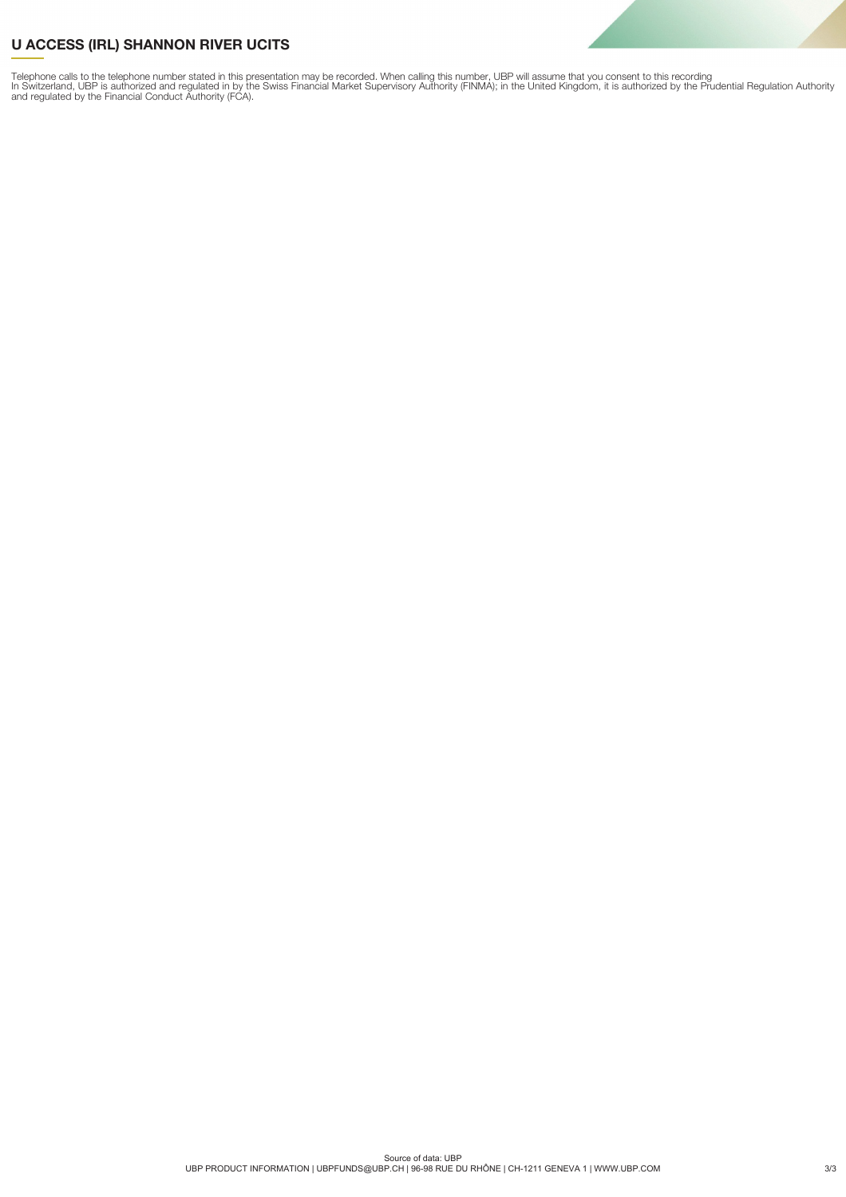Telephone calls to the telephone number stated in this presentation may be recorded. When calling this number, UBP will assume that you consent to this recording
In Switzerland, UBP is authorized and regulated in by the Swiss Financial Market Supervisory Authority (FINMA); in the United Kingdom, it is authorized by the Prudential Regulation Authority and regulated by the Financial Conduct Authority (FCA).